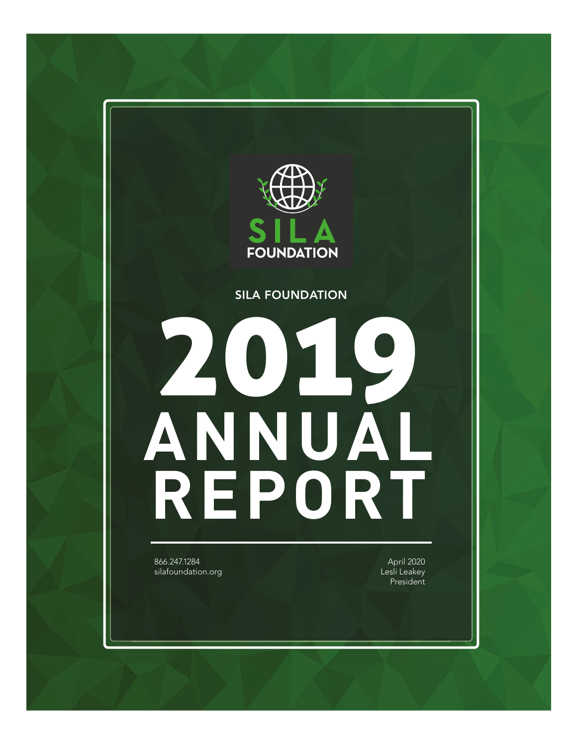SILA FOUNDATION

SILA FOUNDATION

# 2019 ANNUAL REPORT

866.247.1284
silafoundation.org

April 2020
Lesli Leakey
President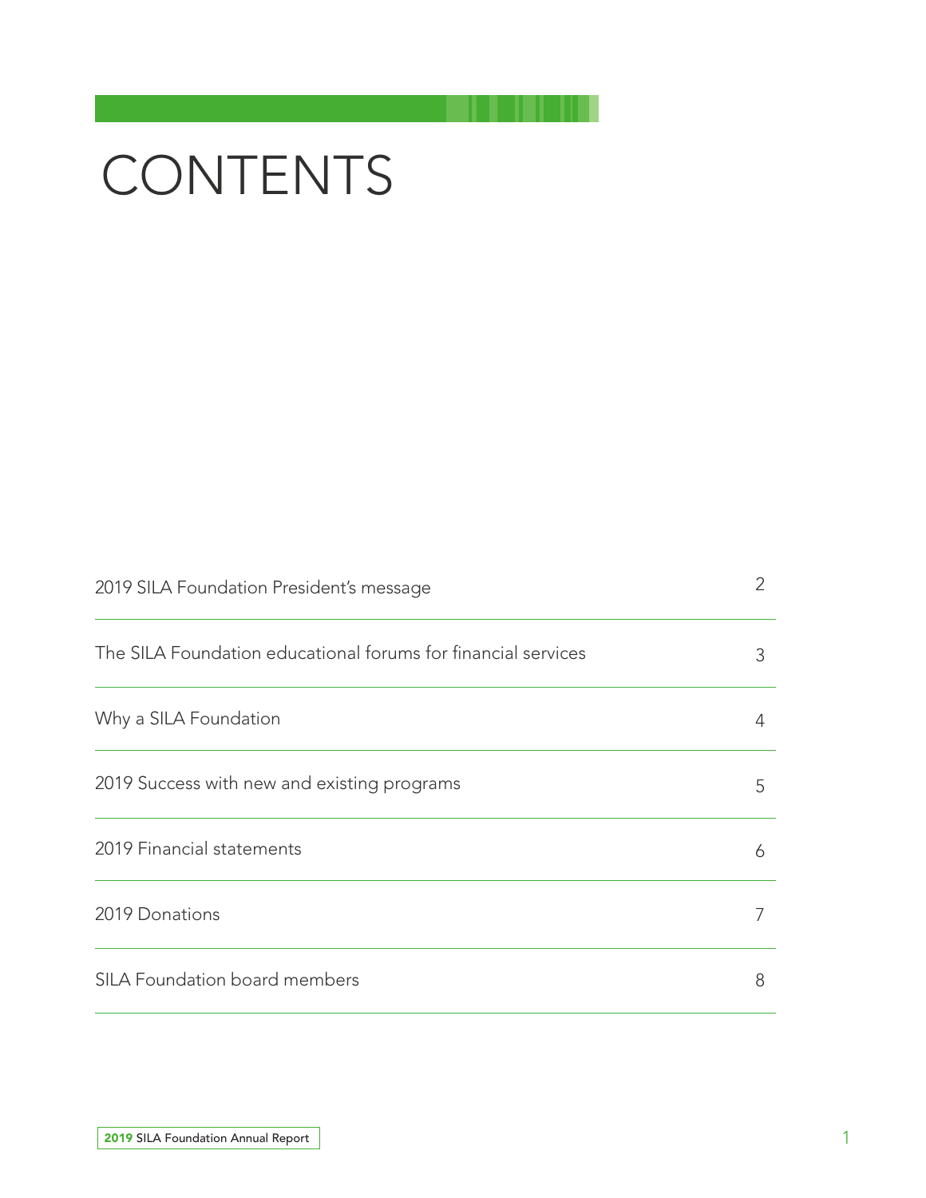# CONTENTS

| | |
|---|---|
| 2019 SILA Foundation President's message | 2 |
| The SILA Foundation educational forums for financial services | 3 |
| Why a SILA Foundation | 4 |
| 2019 Success with new and existing programs | 5 |
| 2019 Financial statements | 6 |
| 2019 Donations | 7 |
| SILA Foundation board members | 8 |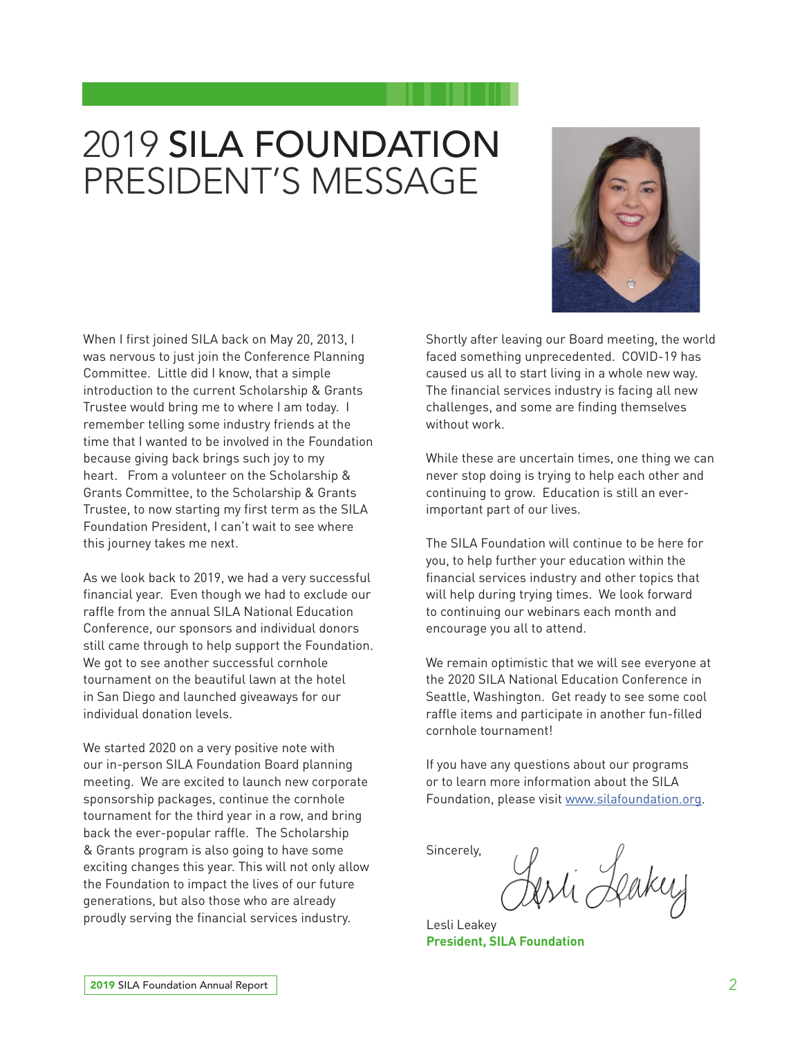# 2019 SILA FOUNDATION PRESIDENT'S MESSAGE

When I first joined SILA back on May 20, 2013, I was nervous to just join the Conference Planning Committee. Little did I know, that a simple introduction to the current Scholarship & Grants Trustee would bring me to where I am today. I remember telling some industry friends at the time that I wanted to be involved in the Foundation because giving back brings such joy to my heart. From a volunteer on the Scholarship & Grants Committee, to the Scholarship & Grants Trustee, to now starting my first term as the SILA Foundation President, I can't wait to see where this journey takes me next.

As we look back to 2019, we had a very successful financial year. Even though we had to exclude our raffle from the annual SILA National Education Conference, our sponsors and individual donors still came through to help support the Foundation. We got to see another successful cornhole tournament on the beautiful lawn at the hotel in San Diego and launched giveaways for our individual donation levels.

We started 2020 on a very positive note with our in-person SILA Foundation Board planning meeting. We are excited to launch new corporate sponsorship packages, continue the cornhole tournament for the third year in a row, and bring back the ever-popular raffle. The Scholarship & Grants program is also going to have some exciting changes this year. This will not only allow the Foundation to impact the lives of our future generations, but also those who are already proudly serving the financial services industry.

Shortly after leaving our Board meeting, the world faced something unprecedented. COVID-19 has caused us all to start living in a whole new way. The financial services industry is facing all new challenges, and some are finding themselves without work.

While these are uncertain times, one thing we can never stop doing is trying to help each other and continuing to grow. Education is still an ever-important part of our lives.

The SILA Foundation will continue to be here for you, to help further your education within the financial services industry and other topics that will help during trying times. We look forward to continuing our webinars each month and encourage you all to attend.

We remain optimistic that we will see everyone at the 2020 SILA National Education Conference in Seattle, Washington. Get ready to see some cool raffle items and participate in another fun-filled cornhole tournament!

If you have any questions about our programs or to learn more information about the SILA Foundation, please visit www.silafoundation.org.

Sincerely,

Lesli Leakey

**President, SILA Foundation**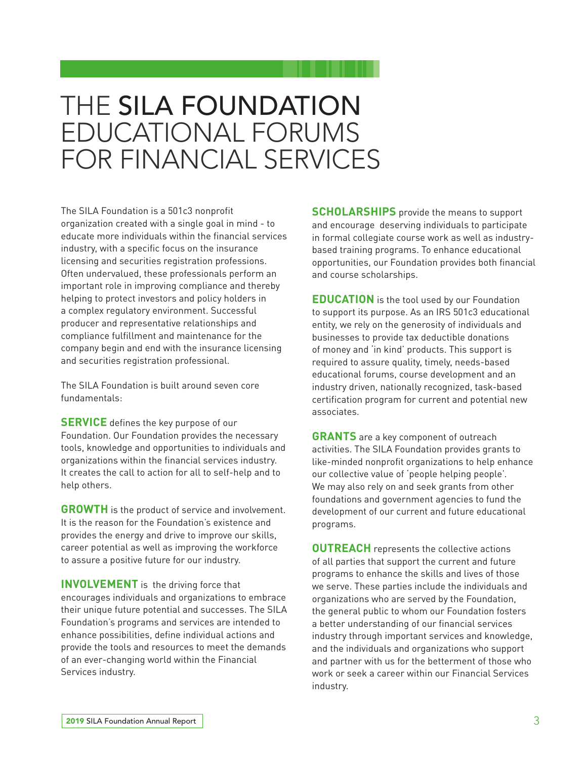# THE SILA FOUNDATION EDUCATIONAL FORUMS FOR FINANCIAL SERVICES

The SILA Foundation is a 501c3 nonprofit organization created with a single goal in mind - to educate more individuals within the financial services industry, with a specific focus on the insurance licensing and securities registration professions. Often undervalued, these professionals perform an important role in improving compliance and thereby helping to protect investors and policy holders in a complex regulatory environment. Successful producer and representative relationships and compliance fulfillment and maintenance for the company begin and end with the insurance licensing and securities registration professional.

The SILA Foundation is built around seven core fundamentals:

**SERVICE** defines the key purpose of our Foundation. Our Foundation provides the necessary tools, knowledge and opportunities to individuals and organizations within the financial services industry. It creates the call to action for all to self-help and to help others.

**GROWTH** is the product of service and involvement. It is the reason for the Foundation's existence and provides the energy and drive to improve our skills, career potential as well as improving the workforce to assure a positive future for our industry.

**INVOLVEMENT** is the driving force that encourages individuals and organizations to embrace their unique future potential and successes. The SILA Foundation's programs and services are intended to enhance possibilities, define individual actions and provide the tools and resources to meet the demands of an ever-changing world within the Financial Services industry.

**SCHOLARSHIPS** provide the means to support and encourage deserving individuals to participate in formal collegiate course work as well as industry-based training programs. To enhance educational opportunities, our Foundation provides both financial and course scholarships.

**EDUCATION** is the tool used by our Foundation to support its purpose. As an IRS 501c3 educational entity, we rely on the generosity of individuals and businesses to provide tax deductible donations of money and 'in kind' products. This support is required to assure quality, timely, needs-based educational forums, course development and an industry driven, nationally recognized, task-based certification program for current and potential new associates.

**GRANTS** are a key component of outreach activities. The SILA Foundation provides grants to like-minded nonprofit organizations to help enhance our collective value of 'people helping people'. We may also rely on and seek grants from other foundations and government agencies to fund the development of our current and future educational programs.

**OUTREACH** represents the collective actions of all parties that support the current and future programs to enhance the skills and lives of those we serve. These parties include the individuals and organizations who are served by the Foundation, the general public to whom our Foundation fosters a better understanding of our financial services industry through important services and knowledge, and the individuals and organizations who support and partner with us for the betterment of those who work or seek a career within our Financial Services industry.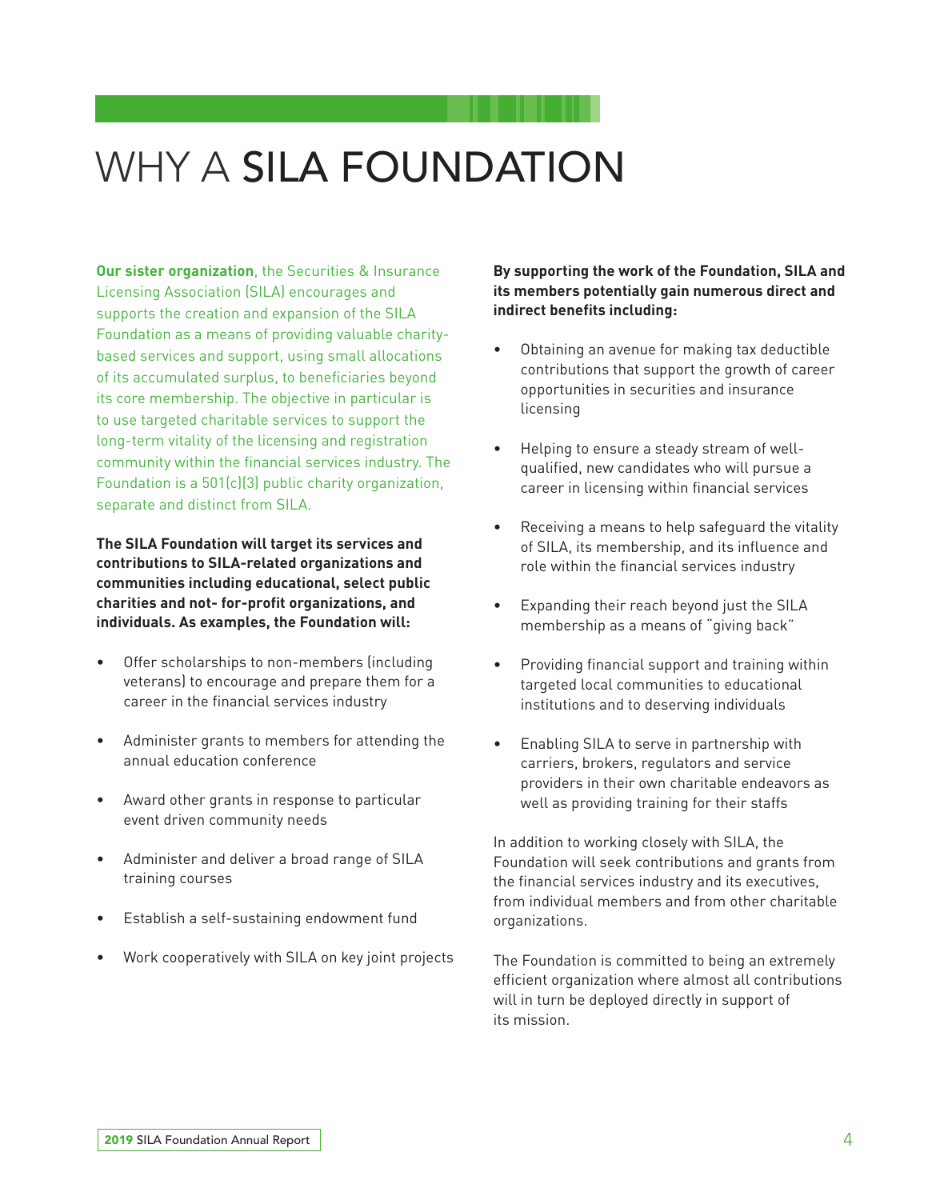# WHY A SILA FOUNDATION

**Our sister organization**, the Securities & Insurance Licensing Association (SILA) encourages and supports the creation and expansion of the SILA Foundation as a means of providing valuable charity-based services and support, using small allocations of its accumulated surplus, to beneficiaries beyond its core membership. The objective in particular is to use targeted charitable services to support the long-term vitality of the licensing and registration community within the financial services industry. The Foundation is a 501(c)(3) public charity organization, separate and distinct from SILA.

**The SILA Foundation will target its services and contributions to SILA-related organizations and communities including educational, select public charities and not- for-profit organizations, and individuals. As examples, the Foundation will:**

- Offer scholarships to non-members (including veterans) to encourage and prepare them for a career in the financial services industry
- Administer grants to members for attending the annual education conference
- Award other grants in response to particular event driven community needs
- Administer and deliver a broad range of SILA training courses
- Establish a self-sustaining endowment fund
- Work cooperatively with SILA on key joint projects

**By supporting the work of the Foundation, SILA and its members potentially gain numerous direct and indirect benefits including:**

- Obtaining an avenue for making tax deductible contributions that support the growth of career opportunities in securities and insurance licensing
- Helping to ensure a steady stream of well-qualified, new candidates who will pursue a career in licensing within financial services
- Receiving a means to help safeguard the vitality of SILA, its membership, and its influence and role within the financial services industry
- Expanding their reach beyond just the SILA membership as a means of "giving back"
- Providing financial support and training within targeted local communities to educational institutions and to deserving individuals
- Enabling SILA to serve in partnership with carriers, brokers, regulators and service providers in their own charitable endeavors as well as providing training for their staffs

In addition to working closely with SILA, the Foundation will seek contributions and grants from the financial services industry and its executives, from individual members and from other charitable organizations.

The Foundation is committed to being an extremely efficient organization where almost all contributions will in turn be deployed directly in support of its mission.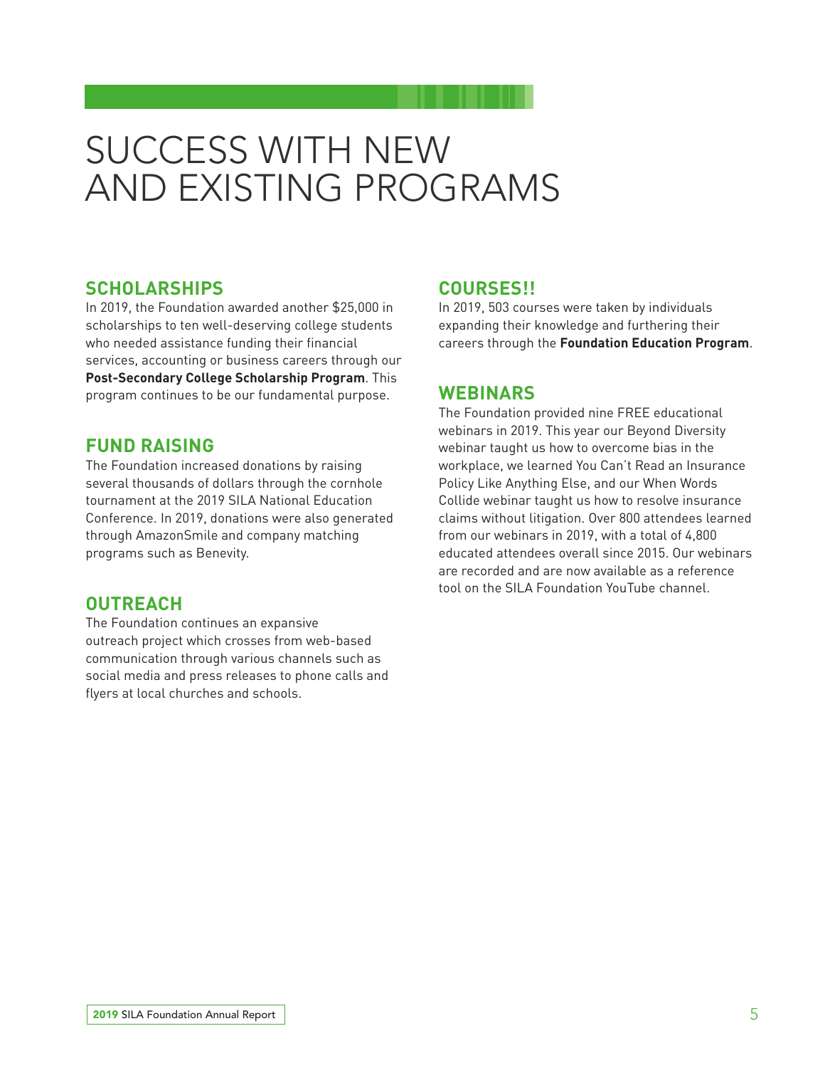# SUCCESS WITH NEW AND EXISTING PROGRAMS

## SCHOLARSHIPS

In 2019, the Foundation awarded another $25,000 in scholarships to ten well-deserving college students who needed assistance funding their financial services, accounting or business careers through our **Post-Secondary College Scholarship Program**. This program continues to be our fundamental purpose.

## FUND RAISING

The Foundation increased donations by raising several thousands of dollars through the cornhole tournament at the 2019 SILA National Education Conference. In 2019, donations were also generated through AmazonSmile and company matching programs such as Benevity.

## OUTREACH

The Foundation continues an expansive outreach project which crosses from web-based communication through various channels such as social media and press releases to phone calls and flyers at local churches and schools.

## COURSES!!

In 2019, 503 courses were taken by individuals expanding their knowledge and furthering their careers through the **Foundation Education Program**.

## WEBINARS

The Foundation provided nine FREE educational webinars in 2019. This year our Beyond Diversity webinar taught us how to overcome bias in the workplace, we learned You Can't Read an Insurance Policy Like Anything Else, and our When Words Collide webinar taught us how to resolve insurance claims without litigation. Over 800 attendees learned from our webinars in 2019, with a total of 4,800 educated attendees overall since 2015. Our webinars are recorded and are now available as a reference tool on the SILA Foundation YouTube channel.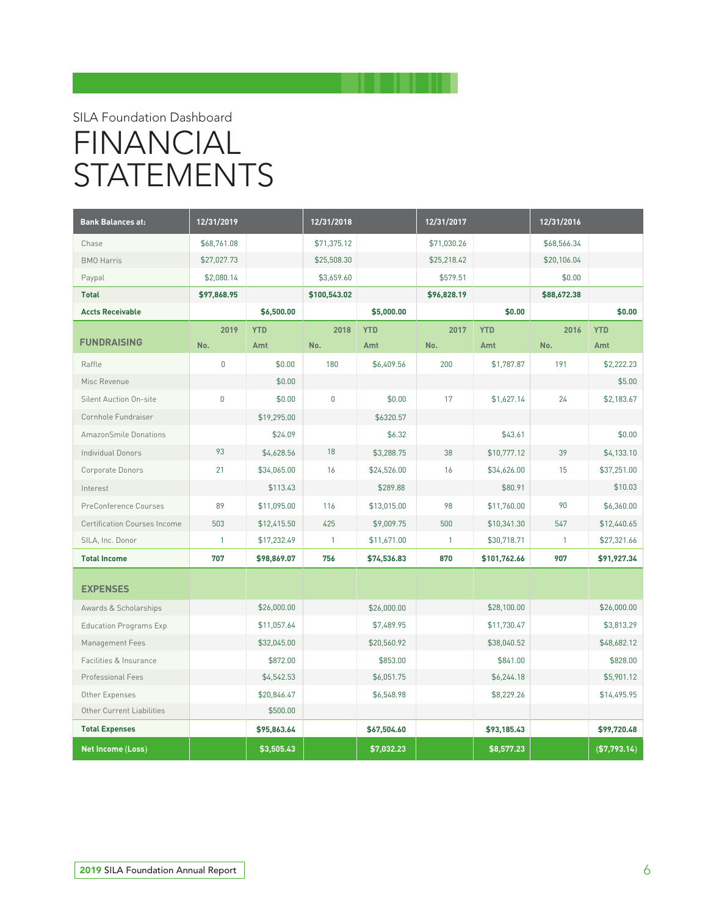SILA Foundation Dashboard

# FINANCIAL STATEMENTS

| Bank Balances at: | 12/31/2019 | | 12/31/2018 | | 12/31/2017 | | 12/31/2016 | |
|---|---|---|---|---|---|---|---|---|
| Chase | $68,761.08 | | $71,375.12 | | $71,030.26 | | $68,566.34 | |
| BMO Harris | $27,027.73 | | $25,508.30 | | $25,218.42 | | $20,106.04 | |
| Paypal | $2,080.14 | | $3,659.60 | | $579.51 | | $0.00 | |
| **Total** | **$97,868.95** | | **$100,543.02** | | **$96,828.19** | | **$88,672.38** | |
| **Accts Receivable** | | **$6,500.00** | | **$5,000.00** | | **$0.00** | | **$0.00** |
| **FUNDRAISING** | **2019 No.** | **YTD Amt** | **2018 No.** | **YTD Amt** | **2017 No.** | **YTD Amt** | **2016 No.** | **YTD Amt** |
| Raffle | 0 | $0.00 | 180 | $6,409.56 | 200 | $1,787.87 | 191 | $2,222.23 |
| Misc Revenue | | $0.00 | | | | | | $5.00 |
| Silent Auction On-site | 0 | $0.00 | 0 | $0.00 | 17 | $1,627.14 | 24 | $2,183.67 |
| Cornhole Fundraiser | | $19,295.00 | | $6320.57 | | | | |
| AmazonSmile Donations | | $24.09 | | $6.32 | | $43.61 | | $0.00 |
| Individual Donors | 93 | $4,628.56 | 18 | $3,288.75 | 38 | $10,777.12 | 39 | $4,133.10 |
| Corporate Donors | 21 | $34,065.00 | 16 | $24,526.00 | 16 | $34,626.00 | 15 | $37,251.00 |
| Interest | | $113.43 | | $289.88 | | $80.91 | | $10.03 |
| PreConference Courses | 89 | $11,095.00 | 116 | $13,015.00 | 98 | $11,760.00 | 90 | $6,360.00 |
| Certification Courses Income | 503 | $12,415.50 | 425 | $9,009.75 | 500 | $10,341.30 | 547 | $12,440.65 |
| SILA, Inc. Donor | 1 | $17,232.49 | 1 | $11,671.00 | 1 | $30,718.71 | 1 | $27,321.66 |
| **Total Income** | **707** | **$98,869.07** | **756** | **$74,536.83** | **870** | **$101,762.66** | **907** | **$91,927.34** |
| **EXPENSES** | | | | | | | | |
| Awards & Scholarships | | $26,000.00 | | $26,000.00 | | $28,100.00 | | $26,000.00 |
| Education Programs Exp | | $11,057.64 | | $7,489.95 | | $11,730.47 | | $3,813.29 |
| Management Fees | | $32,045.00 | | $20,560.92 | | $38,040.52 | | $48,682.12 |
| Facilities & Insurance | | $872.00 | | $853.00 | | $841.00 | | $828.00 |
| Professional Fees | | $4,542.53 | | $6,051.75 | | $6,244.18 | | $5,901.12 |
| Other Expenses | | $20,846.47 | | $6,548.98 | | $8,229.26 | | $14,495.95 |
| Other Current Liabilities | | $500.00 | | | | | | |
| **Total Expenses** | | **$95,863.64** | | **$67,504.60** | | **$93,185.43** | | **$99,720.48** |
| **Net Income (Loss)** | | **$3,505.43** | | **$7,032.23** | | **$8,577.23** | | **($7,793.14)** |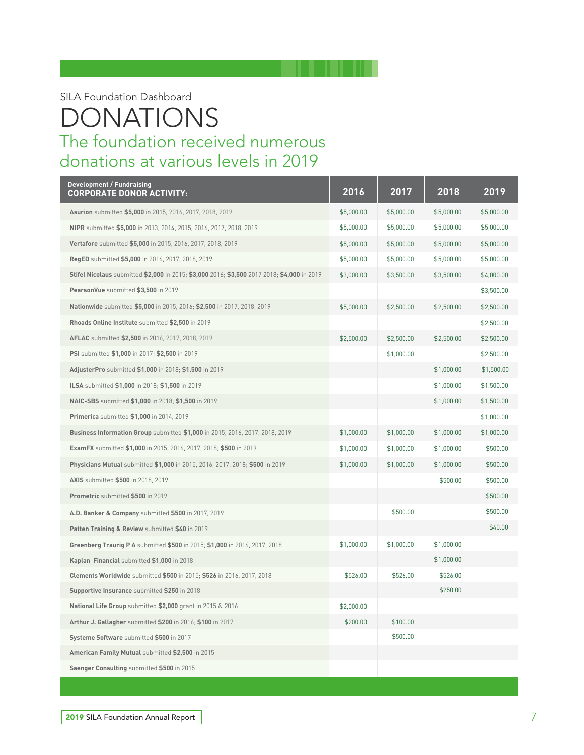SILA Foundation Dashboard

# DONATIONS

## The foundation received numerous donations at various levels in 2019

| Development / Fundraising<br>**CORPORATE DONOR ACTIVITY:** | 2016 | 2017 | 2018 | 2019 |
|---|---|---|---|---|
| **Asurion** submitted **$5,000** in 2015, 2016, 2017, 2018, 2019 | $5,000.00 | $5,000.00 | $5,000.00 | $5,000.00 |
| **NIPR** submitted **$5,000** in 2013, 2014, 2015, 2016, 2017, 2018, 2019 | $5,000.00 | $5,000.00 | $5,000.00 | $5,000.00 |
| **Vertafore** submitted **$5,000** in 2015, 2016, 2017, 2018, 2019 | $5,000.00 | $5,000.00 | $5,000.00 | $5,000.00 |
| **RegED** submitted **$5,000** in 2016, 2017, 2018, 2019 | $5,000.00 | $5,000.00 | $5,000.00 | $5,000.00 |
| **Stifel Nicolaus** submitted **$2,000** in 2015; **$3,000** 2016; **$3,500** 2017 2018; **$4,000** in 2019 | $3,000.00 | $3,500.00 | $3,500.00 | $4,000.00 |
| **PearsonVue** submitted **$3,500** in 2019 | | | | $3,500.00 |
| **Nationwide** submitted **$5,000** in 2015, 2016; **$2,500** in 2017, 2018, 2019 | $5,000.00 | $2,500.00 | $2,500.00 | $2,500.00 |
| **Rhoads Online Institute** submitted **$2,500** in 2019 | | | | $2,500.00 |
| **AFLAC** submitted **$2,500** in 2016, 2017, 2018, 2019 | $2,500.00 | $2,500.00 | $2,500.00 | $2,500.00 |
| **PSI** submitted **$1,000** in 2017; **$2,500** in 2019 | | $1,000.00 | | $2,500.00 |
| **AdjusterPro** submitted **$1,000** in 2018; **$1,500** in 2019 | | | $1,000.00 | $1,500.00 |
| **ILSA** submitted **$1,000** in 2018; **$1,500** in 2019 | | | $1,000.00 | $1,500.00 |
| **NAIC-SBS** submitted **$1,000** in 2018; **$1,500** in 2019 | | | $1,000.00 | $1,500.00 |
| **Primerica** submitted **$1,000** in 2014, 2019 | | | | $1,000.00 |
| **Business Information Group** submitted **$1,000** in 2015, 2016, 2017, 2018, 2019 | $1,000.00 | $1,000.00 | $1,000.00 | $1,000.00 |
| **ExamFX** submitted **$1,000** in 2015, 2016, 2017, 2018; **$500** in 2019 | $1,000.00 | $1,000.00 | $1,000.00 | $500.00 |
| **Physicians Mutual** submitted **$1,000** in 2015, 2016, 2017, 2018; **$500** in 2019 | $1,000.00 | $1,000.00 | $1,000.00 | $500.00 |
| **AXIS** submitted **$500** in 2018, 2019 | | | $500.00 | $500.00 |
| **Prometric** submitted **$500** in 2019 | | | | $500.00 |
| **A.D. Banker & Company** submitted **$500** in 2017, 2019 | | $500.00 | | $500.00 |
| **Patten Training & Review** submitted **$40** in 2019 | | | | $40.00 |
| **Greenberg Traurig P A** submitted **$500** in 2015; **$1,000** in 2016, 2017, 2018 | $1,000.00 | $1,000.00 | $1,000.00 | |
| **Kaplan Financial** submitted **$1,000** in 2018 | | | $1,000.00 | |
| **Clements Worldwide** submitted **$500** in 2015; **$526** in 2016, 2017, 2018 | $526.00 | $526.00 | $526.00 | |
| **Supportive Insurance** submitted **$250** in 2018 | | | $250.00 | |
| **National Life Group** submitted **$2,000** grant in 2015 & 2016 | $2,000.00 | | | |
| **Arthur J. Gallagher** submitted **$200** in 2016; **$100** in 2017 | $200.00 | $100.00 | | |
| **Systeme Software** submitted **$500** in 2017 | | $500.00 | | |
| **American Family Mutual** submitted **$2,500** in 2015 | | | | |
| **Saenger Consulting** submitted **$500** in 2015 | | | | |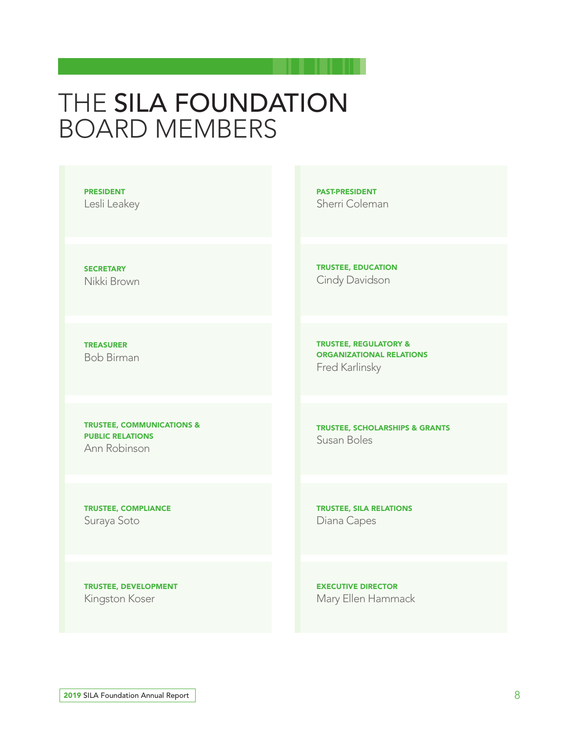# THE SILA FOUNDATION BOARD MEMBERS

**PRESIDENT**
Lesli Leakey

**PAST-PRESIDENT**
Sherri Coleman

**SECRETARY**
Nikki Brown

**TRUSTEE, EDUCATION**
Cindy Davidson

**TREASURER**
Bob Birman

**TRUSTEE, REGULATORY & ORGANIZATIONAL RELATIONS**
Fred Karlinsky

**TRUSTEE, COMMUNICATIONS & PUBLIC RELATIONS**
Ann Robinson

**TRUSTEE, SCHOLARSHIPS & GRANTS**
Susan Boles

**TRUSTEE, COMPLIANCE**
Suraya Soto

**TRUSTEE, SILA RELATIONS**
Diana Capes

**TRUSTEE, DEVELOPMENT**
Kingston Koser

**EXECUTIVE DIRECTOR**
Mary Ellen Hammack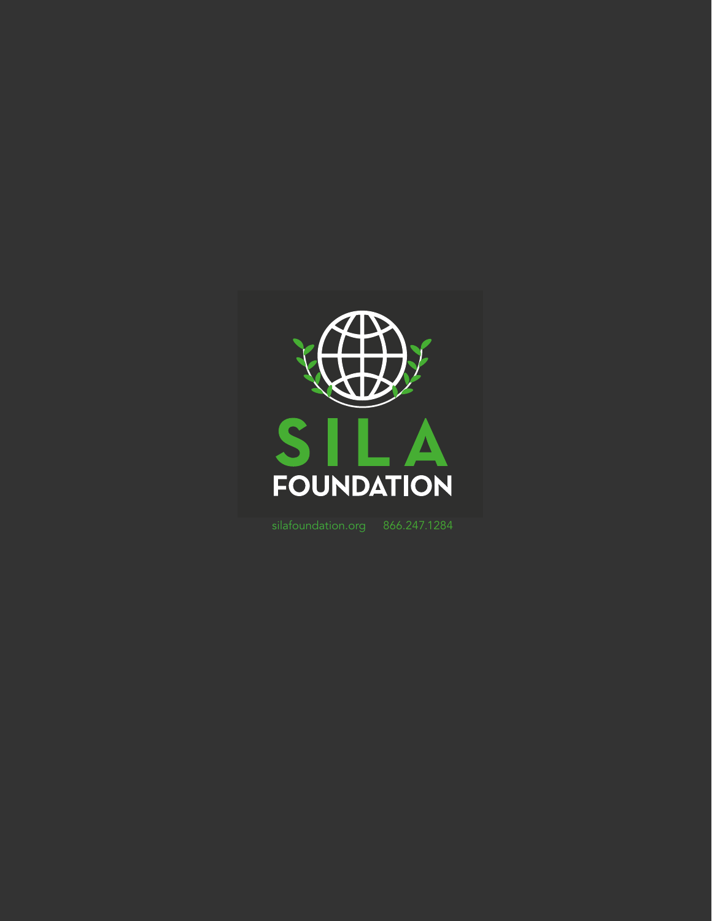SILA

FOUNDATION

silafoundation.org 866.247.1284